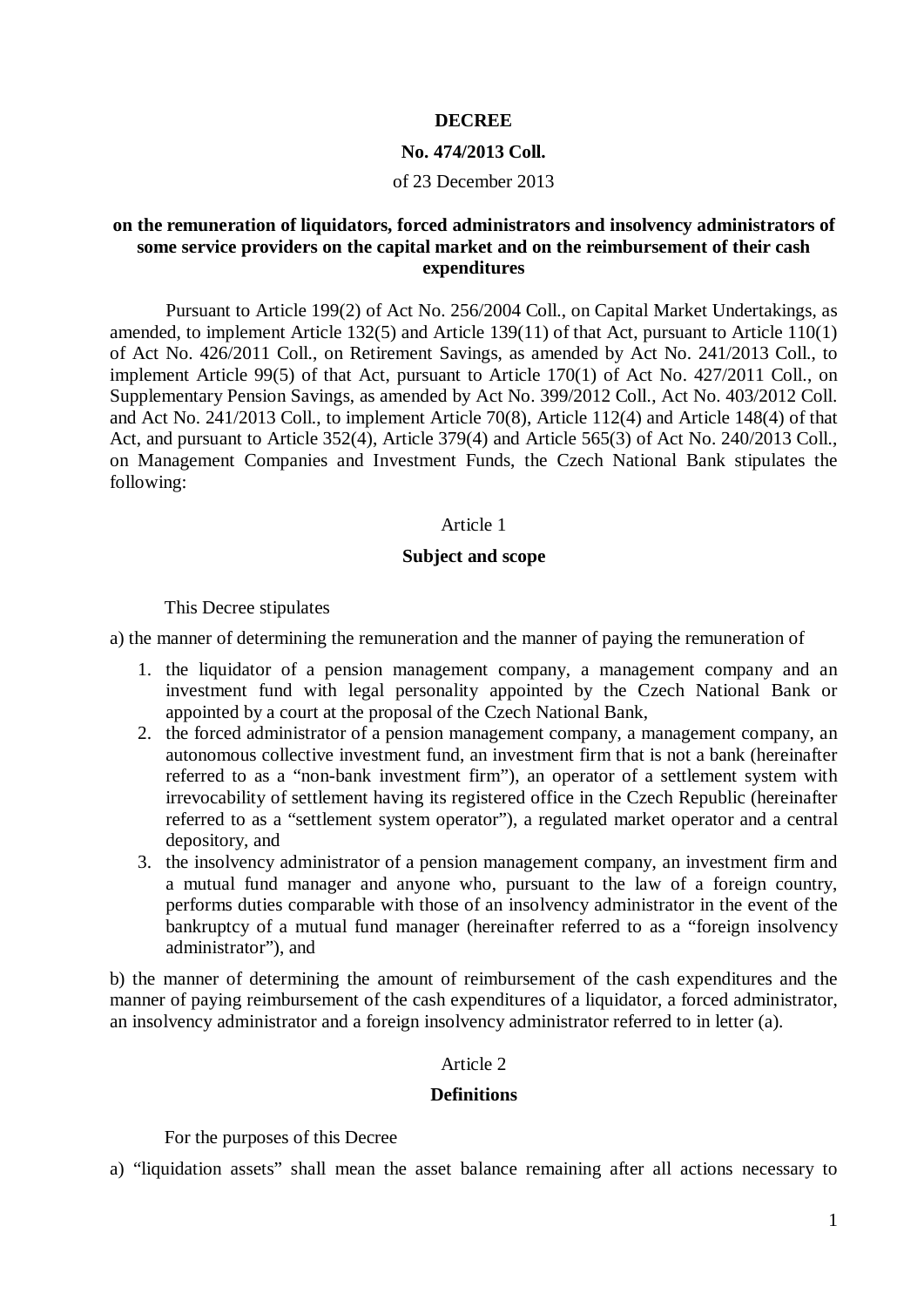**DECREE**

**No. 474/2013 Coll.**

of 23 December 2013

**on the remuneration of liquidators, forced administrators and insolvency administrators of some service providers on the capital market and on the reimbursement of their cash expenditures**

Pursuant to Article 199(2) of Act No. 256/2004 Coll., on Capital Market Undertakings, as amended, to implement Article 132(5) and Article 139(11) of that Act, pursuant to Article 110(1) of Act No. 426/2011 Coll., on Retirement Savings, as amended by Act No. 241/2013 Coll., to implement Article 99(5) of that Act, pursuant to Article 170(1) of Act No. 427/2011 Coll., on Supplementary Pension Savings, as amended by Act No. 399/2012 Coll., Act No. 403/2012 Coll. and Act No. 241/2013 Coll., to implement Article 70(8), Article 112(4) and Article 148(4) of that Act, and pursuant to Article 352(4), Article 379(4) and Article 565(3) of Act No. 240/2013 Coll., on Management Companies and Investment Funds, the Czech National Bank stipulates the following:

Article 1

**Subject and scope**

This Decree stipulates

a) the manner of determining the remuneration and the manner of paying the remuneration of

1. the liquidator of a pension management company, a management company and an investment fund with legal personality appointed by the Czech National Bank or appointed by a court at the proposal of the Czech National Bank,
2. the forced administrator of a pension management company, a management company, an autonomous collective investment fund, an investment firm that is not a bank (hereinafter referred to as a "non-bank investment firm"), an operator of a settlement system with irrevocability of settlement having its registered office in the Czech Republic (hereinafter referred to as a "settlement system operator"), a regulated market operator and a central depository, and
3. the insolvency administrator of a pension management company, an investment firm and a mutual fund manager and anyone who, pursuant to the law of a foreign country, performs duties comparable with those of an insolvency administrator in the event of the bankruptcy of a mutual fund manager (hereinafter referred to as a "foreign insolvency administrator"), and

b) the manner of determining the amount of reimbursement of the cash expenditures and the manner of paying reimbursement of the cash expenditures of a liquidator, a forced administrator, an insolvency administrator and a foreign insolvency administrator referred to in letter (a).

Article 2

**Definitions**

For the purposes of this Decree

a) "liquidation assets" shall mean the asset balance remaining after all actions necessary to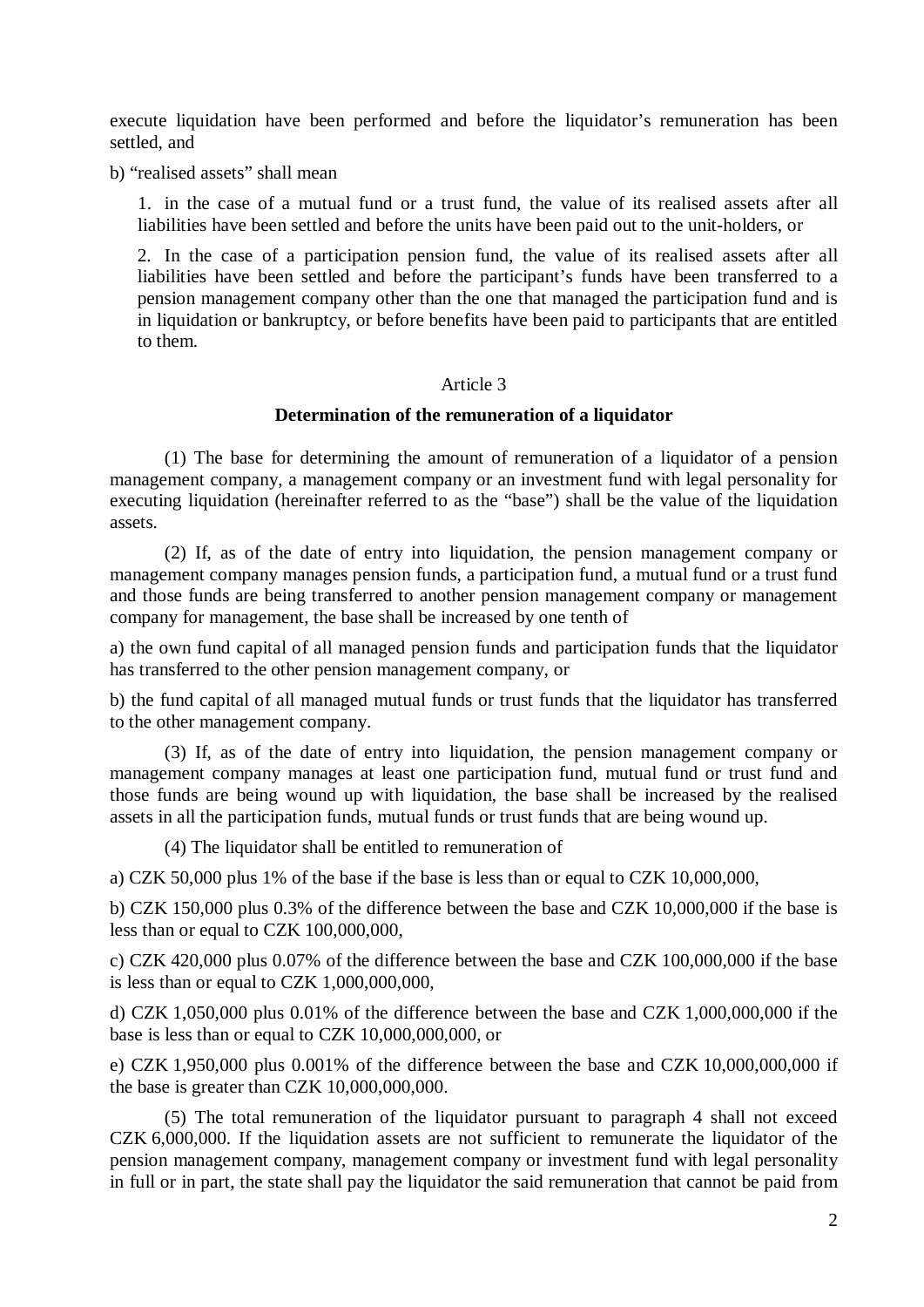execute liquidation have been performed and before the liquidator's remuneration has been settled, and

b) "realised assets" shall mean

1. in the case of a mutual fund or a trust fund, the value of its realised assets after all liabilities have been settled and before the units have been paid out to the unit-holders, or

2. In the case of a participation pension fund, the value of its realised assets after all liabilities have been settled and before the participant's funds have been transferred to a pension management company other than the one that managed the participation fund and is in liquidation or bankruptcy, or before benefits have been paid to participants that are entitled to them.

Article 3

**Determination of the remuneration of a liquidator**

(1) The base for determining the amount of remuneration of a liquidator of a pension management company, a management company or an investment fund with legal personality for executing liquidation (hereinafter referred to as the "base") shall be the value of the liquidation assets.

(2) If, as of the date of entry into liquidation, the pension management company or management company manages pension funds, a participation fund, a mutual fund or a trust fund and those funds are being transferred to another pension management company or management company for management, the base shall be increased by one tenth of

a) the own fund capital of all managed pension funds and participation funds that the liquidator has transferred to the other pension management company, or

b) the fund capital of all managed mutual funds or trust funds that the liquidator has transferred to the other management company.

(3) If, as of the date of entry into liquidation, the pension management company or management company manages at least one participation fund, mutual fund or trust fund and those funds are being wound up with liquidation, the base shall be increased by the realised assets in all the participation funds, mutual funds or trust funds that are being wound up.

(4) The liquidator shall be entitled to remuneration of

a) CZK 50,000 plus 1% of the base if the base is less than or equal to CZK 10,000,000,

b) CZK 150,000 plus 0.3% of the difference between the base and CZK 10,000,000 if the base is less than or equal to CZK 100,000,000,

c) CZK 420,000 plus 0.07% of the difference between the base and CZK 100,000,000 if the base is less than or equal to CZK 1,000,000,000,

d) CZK 1,050,000 plus 0.01% of the difference between the base and CZK 1,000,000,000 if the base is less than or equal to CZK 10,000,000,000, or

e) CZK 1,950,000 plus 0.001% of the difference between the base and CZK 10,000,000,000 if the base is greater than CZK 10,000,000,000.

(5) The total remuneration of the liquidator pursuant to paragraph 4 shall not exceed CZK 6,000,000. If the liquidation assets are not sufficient to remunerate the liquidator of the pension management company, management company or investment fund with legal personality in full or in part, the state shall pay the liquidator the said remuneration that cannot be paid from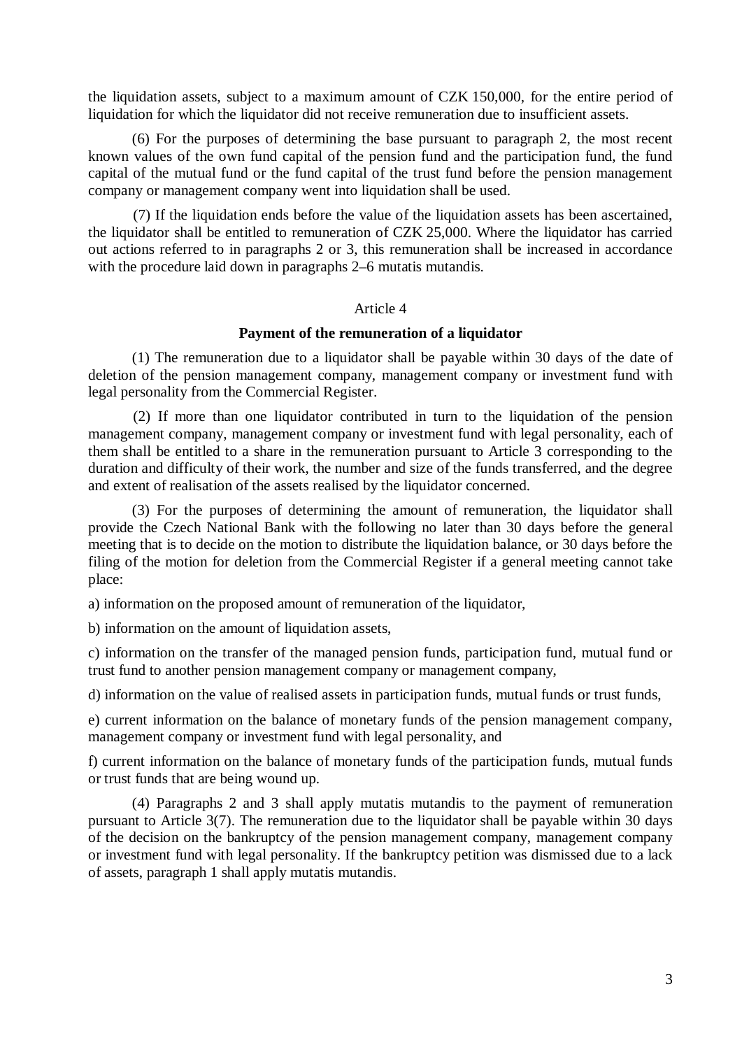the liquidation assets, subject to a maximum amount of CZK 150,000, for the entire period of liquidation for which the liquidator did not receive remuneration due to insufficient assets.

(6) For the purposes of determining the base pursuant to paragraph 2, the most recent known values of the own fund capital of the pension fund and the participation fund, the fund capital of the mutual fund or the fund capital of the trust fund before the pension management company or management company went into liquidation shall be used.

(7) If the liquidation ends before the value of the liquidation assets has been ascertained, the liquidator shall be entitled to remuneration of CZK 25,000. Where the liquidator has carried out actions referred to in paragraphs 2 or 3, this remuneration shall be increased in accordance with the procedure laid down in paragraphs 2–6 mutatis mutandis.

Article 4

**Payment of the remuneration of a liquidator**

(1) The remuneration due to a liquidator shall be payable within 30 days of the date of deletion of the pension management company, management company or investment fund with legal personality from the Commercial Register.

(2) If more than one liquidator contributed in turn to the liquidation of the pension management company, management company or investment fund with legal personality, each of them shall be entitled to a share in the remuneration pursuant to Article 3 corresponding to the duration and difficulty of their work, the number and size of the funds transferred, and the degree and extent of realisation of the assets realised by the liquidator concerned.

(3) For the purposes of determining the amount of remuneration, the liquidator shall provide the Czech National Bank with the following no later than 30 days before the general meeting that is to decide on the motion to distribute the liquidation balance, or 30 days before the filing of the motion for deletion from the Commercial Register if a general meeting cannot take place:

a) information on the proposed amount of remuneration of the liquidator,

b) information on the amount of liquidation assets,

c) information on the transfer of the managed pension funds, participation fund, mutual fund or trust fund to another pension management company or management company,

d) information on the value of realised assets in participation funds, mutual funds or trust funds,

e) current information on the balance of monetary funds of the pension management company, management company or investment fund with legal personality, and

f) current information on the balance of monetary funds of the participation funds, mutual funds or trust funds that are being wound up.

(4) Paragraphs 2 and 3 shall apply mutatis mutandis to the payment of remuneration pursuant to Article 3(7). The remuneration due to the liquidator shall be payable within 30 days of the decision on the bankruptcy of the pension management company, management company or investment fund with legal personality. If the bankruptcy petition was dismissed due to a lack of assets, paragraph 1 shall apply mutatis mutandis.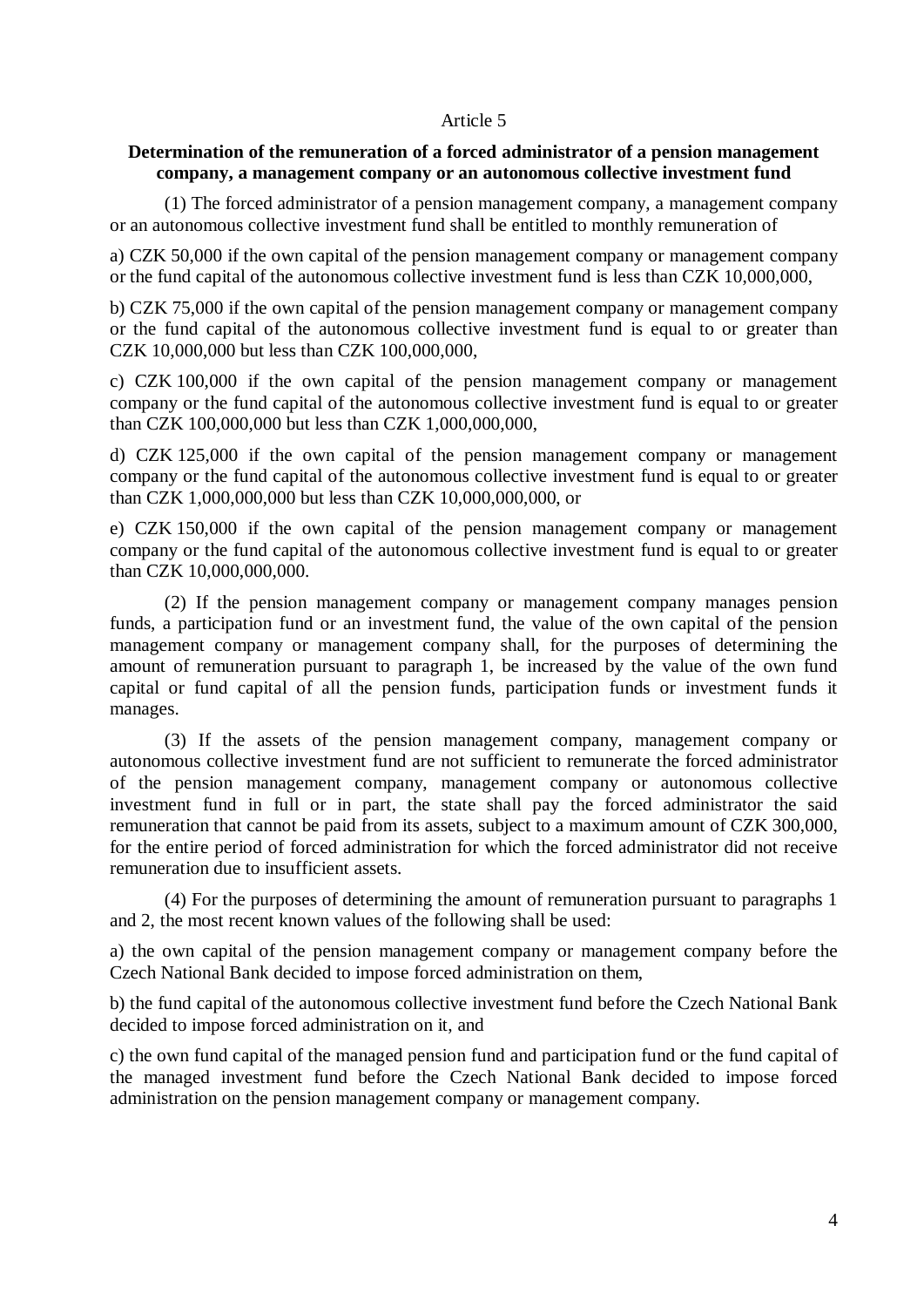Article 5

**Determination of the remuneration of a forced administrator of a pension management company, a management company or an autonomous collective investment fund**

(1) The forced administrator of a pension management company, a management company or an autonomous collective investment fund shall be entitled to monthly remuneration of

a) CZK 50,000 if the own capital of the pension management company or management company or the fund capital of the autonomous collective investment fund is less than CZK 10,000,000,

b) CZK 75,000 if the own capital of the pension management company or management company or the fund capital of the autonomous collective investment fund is equal to or greater than CZK 10,000,000 but less than CZK 100,000,000,

c) CZK 100,000 if the own capital of the pension management company or management company or the fund capital of the autonomous collective investment fund is equal to or greater than CZK 100,000,000 but less than CZK 1,000,000,000,

d) CZK 125,000 if the own capital of the pension management company or management company or the fund capital of the autonomous collective investment fund is equal to or greater than CZK 1,000,000,000 but less than CZK 10,000,000,000, or

e) CZK 150,000 if the own capital of the pension management company or management company or the fund capital of the autonomous collective investment fund is equal to or greater than CZK 10,000,000,000.

(2) If the pension management company or management company manages pension funds, a participation fund or an investment fund, the value of the own capital of the pension management company or management company shall, for the purposes of determining the amount of remuneration pursuant to paragraph 1, be increased by the value of the own fund capital or fund capital of all the pension funds, participation funds or investment funds it manages.

(3) If the assets of the pension management company, management company or autonomous collective investment fund are not sufficient to remunerate the forced administrator of the pension management company, management company or autonomous collective investment fund in full or in part, the state shall pay the forced administrator the said remuneration that cannot be paid from its assets, subject to a maximum amount of CZK 300,000, for the entire period of forced administration for which the forced administrator did not receive remuneration due to insufficient assets.

(4) For the purposes of determining the amount of remuneration pursuant to paragraphs 1 and 2, the most recent known values of the following shall be used:

a) the own capital of the pension management company or management company before the Czech National Bank decided to impose forced administration on them,

b) the fund capital of the autonomous collective investment fund before the Czech National Bank decided to impose forced administration on it, and

c) the own fund capital of the managed pension fund and participation fund or the fund capital of the managed investment fund before the Czech National Bank decided to impose forced administration on the pension management company or management company.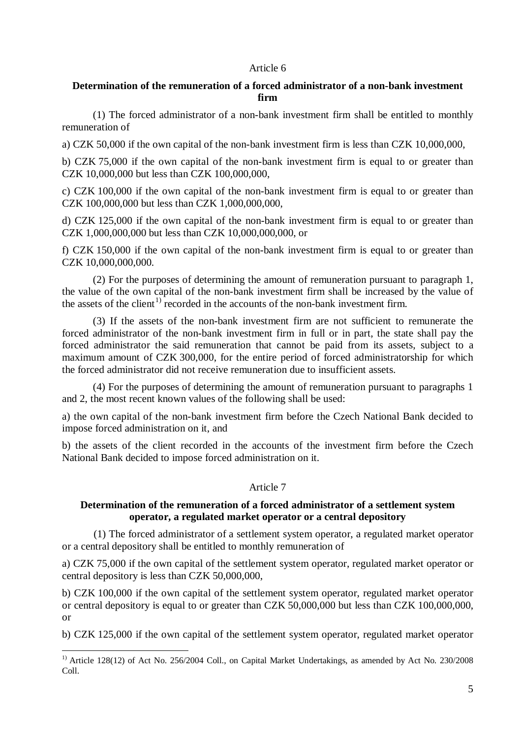Article 6

**Determination of the remuneration of a forced administrator of a non-bank investment firm**

(1) The forced administrator of a non-bank investment firm shall be entitled to monthly remuneration of

a) CZK 50,000 if the own capital of the non-bank investment firm is less than CZK 10,000,000,

b) CZK 75,000 if the own capital of the non-bank investment firm is equal to or greater than CZK 10,000,000 but less than CZK 100,000,000,

c) CZK 100,000 if the own capital of the non-bank investment firm is equal to or greater than CZK 100,000,000 but less than CZK 1,000,000,000,

d) CZK 125,000 if the own capital of the non-bank investment firm is equal to or greater than CZK 1,000,000,000 but less than CZK 10,000,000,000, or

f) CZK 150,000 if the own capital of the non-bank investment firm is equal to or greater than CZK 10,000,000,000.

(2) For the purposes of determining the amount of remuneration pursuant to paragraph 1, the value of the own capital of the non-bank investment firm shall be increased by the value of the assets of the client[1)] recorded in the accounts of the non-bank investment firm.

(3) If the assets of the non-bank investment firm are not sufficient to remunerate the forced administrator of the non-bank investment firm in full or in part, the state shall pay the forced administrator the said remuneration that cannot be paid from its assets, subject to a maximum amount of CZK 300,000, for the entire period of forced administratorship for which the forced administrator did not receive remuneration due to insufficient assets.

(4) For the purposes of determining the amount of remuneration pursuant to paragraphs 1 and 2, the most recent known values of the following shall be used:

a) the own capital of the non-bank investment firm before the Czech National Bank decided to impose forced administration on it, and

b) the assets of the client recorded in the accounts of the investment firm before the Czech National Bank decided to impose forced administration on it.

Article 7

**Determination of the remuneration of a forced administrator of a settlement system operator, a regulated market operator or a central depository**

(1) The forced administrator of a settlement system operator, a regulated market operator or a central depository shall be entitled to monthly remuneration of

a) CZK 75,000 if the own capital of the settlement system operator, regulated market operator or central depository is less than CZK 50,000,000,

b) CZK 100,000 if the own capital of the settlement system operator, regulated market operator or central depository is equal to or greater than CZK 50,000,000 but less than CZK 100,000,000, or

b) CZK 125,000 if the own capital of the settlement system operator, regulated market operator

---

[1)] Article 128(12) of Act No. 256/2004 Coll., on Capital Market Undertakings, as amended by Act No. 230/2008 Coll.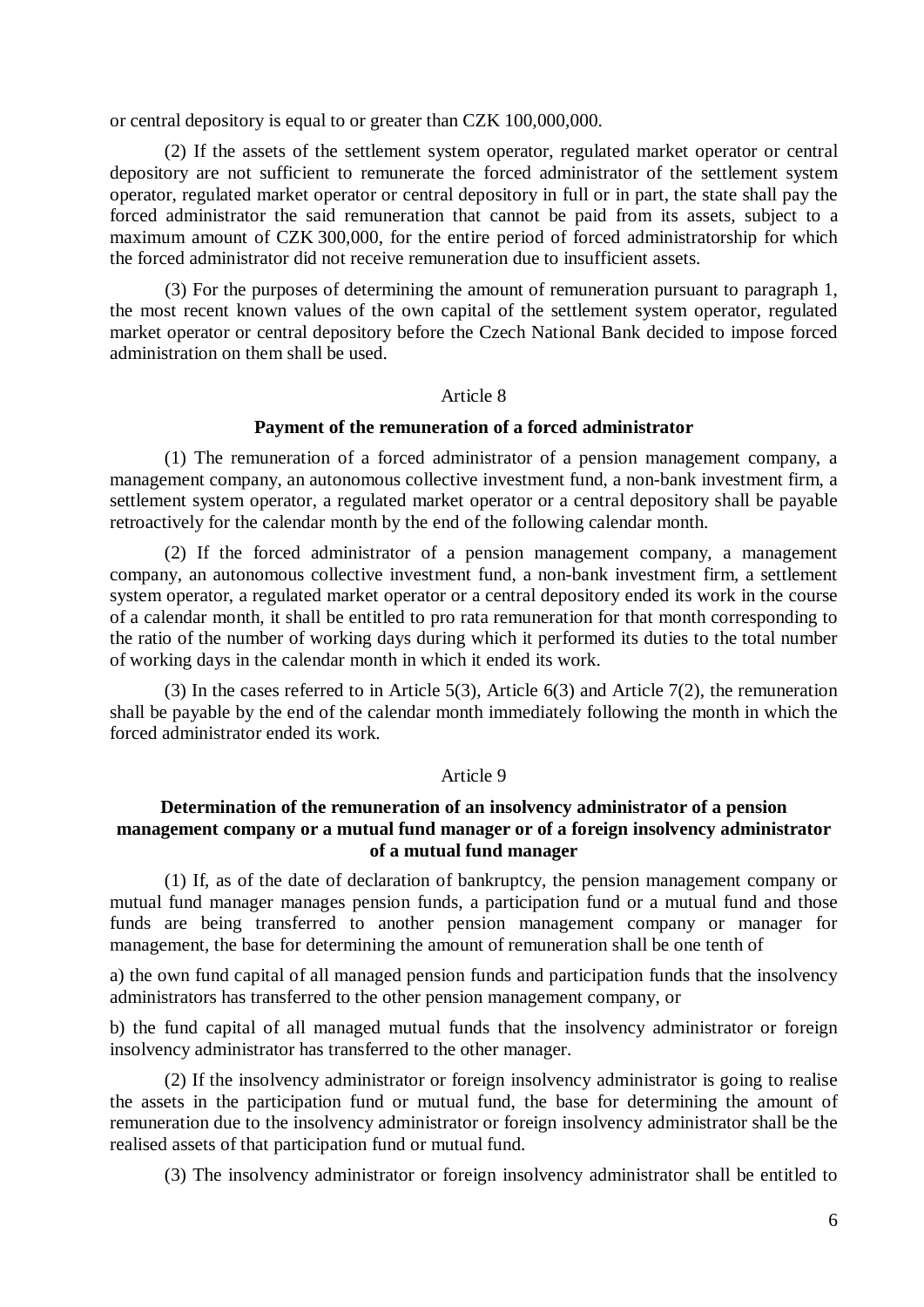or central depository is equal to or greater than CZK 100,000,000.

(2) If the assets of the settlement system operator, regulated market operator or central depository are not sufficient to remunerate the forced administrator of the settlement system operator, regulated market operator or central depository in full or in part, the state shall pay the forced administrator the said remuneration that cannot be paid from its assets, subject to a maximum amount of CZK 300,000, for the entire period of forced administratorship for which the forced administrator did not receive remuneration due to insufficient assets.

(3) For the purposes of determining the amount of remuneration pursuant to paragraph 1, the most recent known values of the own capital of the settlement system operator, regulated market operator or central depository before the Czech National Bank decided to impose forced administration on them shall be used.

Article 8

**Payment of the remuneration of a forced administrator**

(1) The remuneration of a forced administrator of a pension management company, a management company, an autonomous collective investment fund, a non-bank investment firm, a settlement system operator, a regulated market operator or a central depository shall be payable retroactively for the calendar month by the end of the following calendar month.

(2) If the forced administrator of a pension management company, a management company, an autonomous collective investment fund, a non-bank investment firm, a settlement system operator, a regulated market operator or a central depository ended its work in the course of a calendar month, it shall be entitled to pro rata remuneration for that month corresponding to the ratio of the number of working days during which it performed its duties to the total number of working days in the calendar month in which it ended its work.

(3) In the cases referred to in Article 5(3), Article 6(3) and Article 7(2), the remuneration shall be payable by the end of the calendar month immediately following the month in which the forced administrator ended its work.

Article 9

**Determination of the remuneration of an insolvency administrator of a pension management company or a mutual fund manager or of a foreign insolvency administrator of a mutual fund manager**

(1) If, as of the date of declaration of bankruptcy, the pension management company or mutual fund manager manages pension funds, a participation fund or a mutual fund and those funds are being transferred to another pension management company or manager for management, the base for determining the amount of remuneration shall be one tenth of

a) the own fund capital of all managed pension funds and participation funds that the insolvency administrators has transferred to the other pension management company, or

b) the fund capital of all managed mutual funds that the insolvency administrator or foreign insolvency administrator has transferred to the other manager.

(2) If the insolvency administrator or foreign insolvency administrator is going to realise the assets in the participation fund or mutual fund, the base for determining the amount of remuneration due to the insolvency administrator or foreign insolvency administrator shall be the realised assets of that participation fund or mutual fund.

(3) The insolvency administrator or foreign insolvency administrator shall be entitled to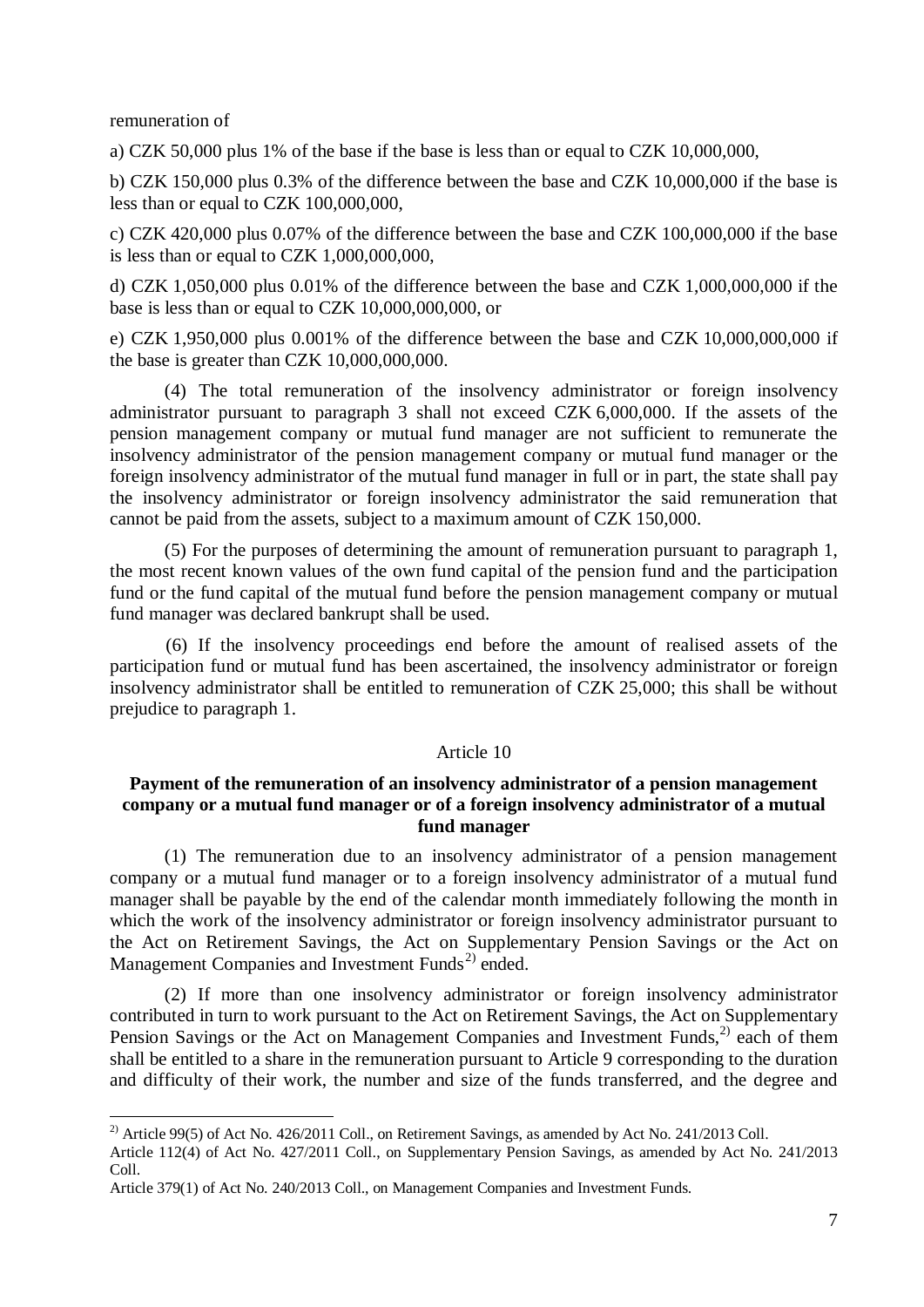remuneration of

a) CZK 50,000 plus 1% of the base if the base is less than or equal to CZK 10,000,000,

b) CZK 150,000 plus 0.3% of the difference between the base and CZK 10,000,000 if the base is less than or equal to CZK 100,000,000,

c) CZK 420,000 plus 0.07% of the difference between the base and CZK 100,000,000 if the base is less than or equal to CZK 1,000,000,000,

d) CZK 1,050,000 plus 0.01% of the difference between the base and CZK 1,000,000,000 if the base is less than or equal to CZK 10,000,000,000, or

e) CZK 1,950,000 plus 0.001% of the difference between the base and CZK 10,000,000,000 if the base is greater than CZK 10,000,000,000.

(4) The total remuneration of the insolvency administrator or foreign insolvency administrator pursuant to paragraph 3 shall not exceed CZK 6,000,000. If the assets of the pension management company or mutual fund manager are not sufficient to remunerate the insolvency administrator of the pension management company or mutual fund manager or the foreign insolvency administrator of the mutual fund manager in full or in part, the state shall pay the insolvency administrator or foreign insolvency administrator the said remuneration that cannot be paid from the assets, subject to a maximum amount of CZK 150,000.

(5) For the purposes of determining the amount of remuneration pursuant to paragraph 1, the most recent known values of the own fund capital of the pension fund and the participation fund or the fund capital of the mutual fund before the pension management company or mutual fund manager was declared bankrupt shall be used.

(6) If the insolvency proceedings end before the amount of realised assets of the participation fund or mutual fund has been ascertained, the insolvency administrator or foreign insolvency administrator shall be entitled to remuneration of CZK 25,000; this shall be without prejudice to paragraph 1.

Article 10

**Payment of the remuneration of an insolvency administrator of a pension management company or a mutual fund manager or of a foreign insolvency administrator of a mutual fund manager**

(1) The remuneration due to an insolvency administrator of a pension management company or a mutual fund manager or to a foreign insolvency administrator of a mutual fund manager shall be payable by the end of the calendar month immediately following the month in which the work of the insolvency administrator or foreign insolvency administrator pursuant to the Act on Retirement Savings, the Act on Supplementary Pension Savings or the Act on Management Companies and Investment Funds[2] ended.

(2) If more than one insolvency administrator or foreign insolvency administrator contributed in turn to work pursuant to the Act on Retirement Savings, the Act on Supplementary Pension Savings or the Act on Management Companies and Investment Funds,[2] each of them shall be entitled to a share in the remuneration pursuant to Article 9 corresponding to the duration and difficulty of their work, the number and size of the funds transferred, and the degree and

---

[2] Article 99(5) of Act No. 426/2011 Coll., on Retirement Savings, as amended by Act No. 241/2013 Coll.
Article 112(4) of Act No. 427/2011 Coll., on Supplementary Pension Savings, as amended by Act No. 241/2013 Coll.
Article 379(1) of Act No. 240/2013 Coll., on Management Companies and Investment Funds.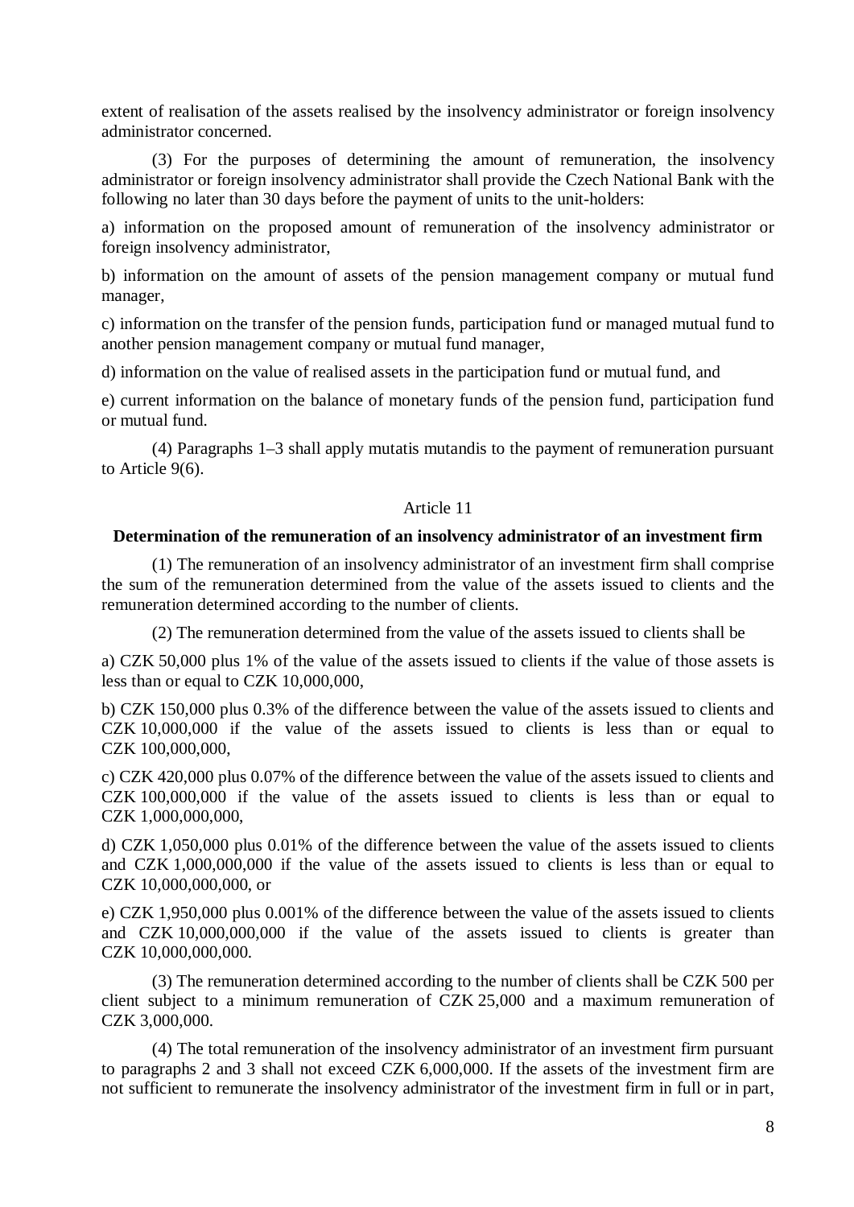extent of realisation of the assets realised by the insolvency administrator or foreign insolvency administrator concerned.

(3) For the purposes of determining the amount of remuneration, the insolvency administrator or foreign insolvency administrator shall provide the Czech National Bank with the following no later than 30 days before the payment of units to the unit-holders:

a) information on the proposed amount of remuneration of the insolvency administrator or foreign insolvency administrator,

b) information on the amount of assets of the pension management company or mutual fund manager,

c) information on the transfer of the pension funds, participation fund or managed mutual fund to another pension management company or mutual fund manager,

d) information on the value of realised assets in the participation fund or mutual fund, and

e) current information on the balance of monetary funds of the pension fund, participation fund or mutual fund.

(4) Paragraphs 1–3 shall apply mutatis mutandis to the payment of remuneration pursuant to Article 9(6).

Article 11

**Determination of the remuneration of an insolvency administrator of an investment firm**

(1) The remuneration of an insolvency administrator of an investment firm shall comprise the sum of the remuneration determined from the value of the assets issued to clients and the remuneration determined according to the number of clients.

(2) The remuneration determined from the value of the assets issued to clients shall be

a) CZK 50,000 plus 1% of the value of the assets issued to clients if the value of those assets is less than or equal to CZK 10,000,000,

b) CZK 150,000 plus 0.3% of the difference between the value of the assets issued to clients and CZK 10,000,000 if the value of the assets issued to clients is less than or equal to CZK 100,000,000,

c) CZK 420,000 plus 0.07% of the difference between the value of the assets issued to clients and CZK 100,000,000 if the value of the assets issued to clients is less than or equal to CZK 1,000,000,000,

d) CZK 1,050,000 plus 0.01% of the difference between the value of the assets issued to clients and CZK 1,000,000,000 if the value of the assets issued to clients is less than or equal to CZK 10,000,000,000, or

e) CZK 1,950,000 plus 0.001% of the difference between the value of the assets issued to clients and CZK 10,000,000,000 if the value of the assets issued to clients is greater than CZK 10,000,000,000.

(3) The remuneration determined according to the number of clients shall be CZK 500 per client subject to a minimum remuneration of CZK 25,000 and a maximum remuneration of CZK 3,000,000.

(4) The total remuneration of the insolvency administrator of an investment firm pursuant to paragraphs 2 and 3 shall not exceed CZK 6,000,000. If the assets of the investment firm are not sufficient to remunerate the insolvency administrator of the investment firm in full or in part,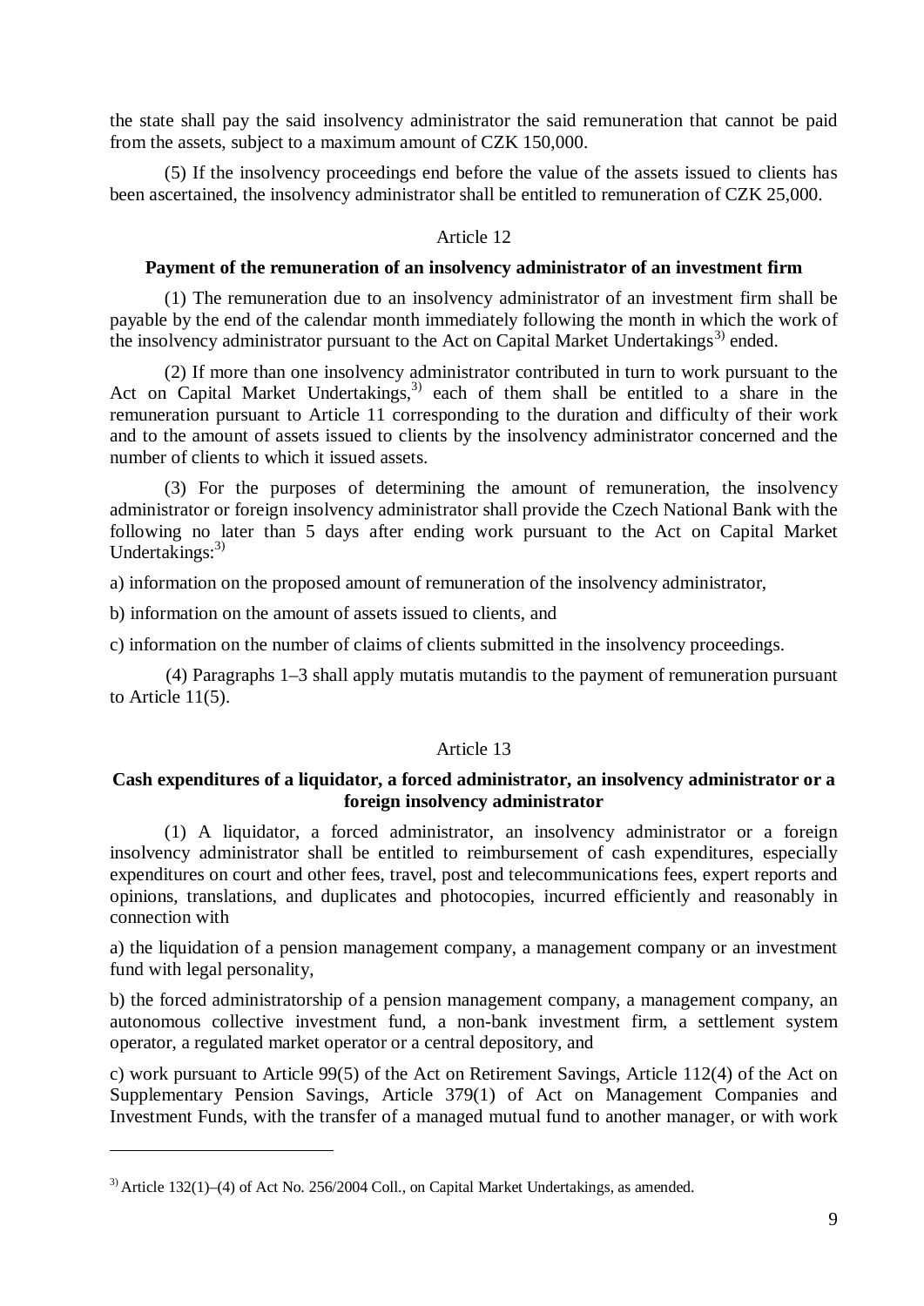the state shall pay the said insolvency administrator the said remuneration that cannot be paid from the assets, subject to a maximum amount of CZK 150,000.

(5) If the insolvency proceedings end before the value of the assets issued to clients has been ascertained, the insolvency administrator shall be entitled to remuneration of CZK 25,000.

Article 12

**Payment of the remuneration of an insolvency administrator of an investment firm**

(1) The remuneration due to an insolvency administrator of an investment firm shall be payable by the end of the calendar month immediately following the month in which the work of the insolvency administrator pursuant to the Act on Capital Market Undertakings[3] ended.

(2) If more than one insolvency administrator contributed in turn to work pursuant to the Act on Capital Market Undertakings,[3] each of them shall be entitled to a share in the remuneration pursuant to Article 11 corresponding to the duration and difficulty of their work and to the amount of assets issued to clients by the insolvency administrator concerned and the number of clients to which it issued assets.

(3) For the purposes of determining the amount of remuneration, the insolvency administrator or foreign insolvency administrator shall provide the Czech National Bank with the following no later than 5 days after ending work pursuant to the Act on Capital Market Undertakings:[3]

a) information on the proposed amount of remuneration of the insolvency administrator,

b) information on the amount of assets issued to clients, and

c) information on the number of claims of clients submitted in the insolvency proceedings.

(4) Paragraphs 1–3 shall apply mutatis mutandis to the payment of remuneration pursuant to Article 11(5).

Article 13

**Cash expenditures of a liquidator, a forced administrator, an insolvency administrator or a foreign insolvency administrator**

(1) A liquidator, a forced administrator, an insolvency administrator or a foreign insolvency administrator shall be entitled to reimbursement of cash expenditures, especially expenditures on court and other fees, travel, post and telecommunications fees, expert reports and opinions, translations, and duplicates and photocopies, incurred efficiently and reasonably in connection with

a) the liquidation of a pension management company, a management company or an investment fund with legal personality,

b) the forced administratorship of a pension management company, a management company, an autonomous collective investment fund, a non-bank investment firm, a settlement system operator, a regulated market operator or a central depository, and

c) work pursuant to Article 99(5) of the Act on Retirement Savings, Article 112(4) of the Act on Supplementary Pension Savings, Article 379(1) of Act on Management Companies and Investment Funds, with the transfer of a managed mutual fund to another manager, or with work

---

[3] Article 132(1)–(4) of Act No. 256/2004 Coll., on Capital Market Undertakings, as amended.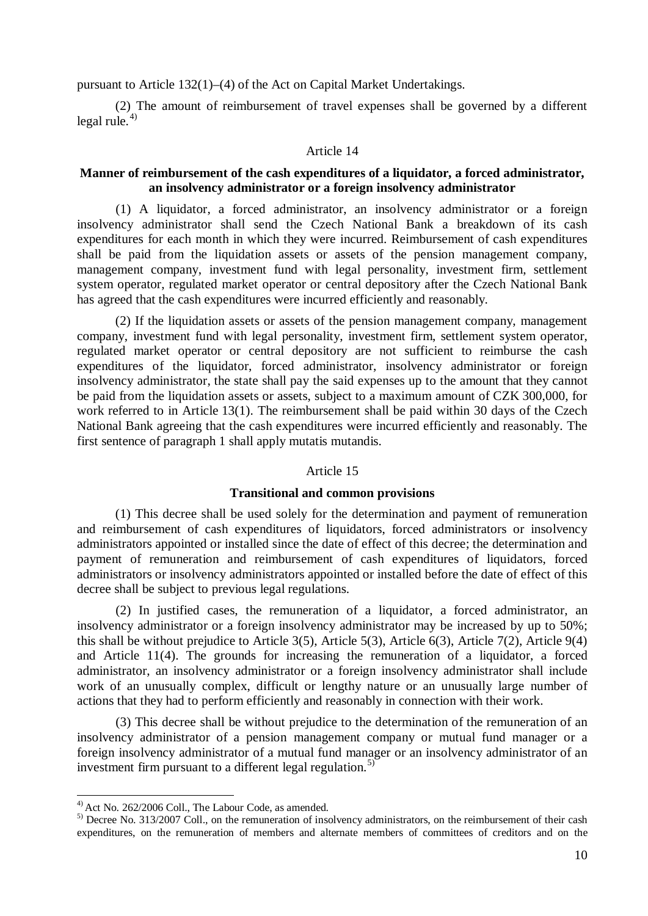pursuant to Article 132(1)–(4) of the Act on Capital Market Undertakings.

(2) The amount of reimbursement of travel expenses shall be governed by a different legal rule.[4)]

Article 14

**Manner of reimbursement of the cash expenditures of a liquidator, a forced administrator, an insolvency administrator or a foreign insolvency administrator**

(1) A liquidator, a forced administrator, an insolvency administrator or a foreign insolvency administrator shall send the Czech National Bank a breakdown of its cash expenditures for each month in which they were incurred. Reimbursement of cash expenditures shall be paid from the liquidation assets or assets of the pension management company, management company, investment fund with legal personality, investment firm, settlement system operator, regulated market operator or central depository after the Czech National Bank has agreed that the cash expenditures were incurred efficiently and reasonably.

(2) If the liquidation assets or assets of the pension management company, management company, investment fund with legal personality, investment firm, settlement system operator, regulated market operator or central depository are not sufficient to reimburse the cash expenditures of the liquidator, forced administrator, insolvency administrator or foreign insolvency administrator, the state shall pay the said expenses up to the amount that they cannot be paid from the liquidation assets or assets, subject to a maximum amount of CZK 300,000, for work referred to in Article 13(1). The reimbursement shall be paid within 30 days of the Czech National Bank agreeing that the cash expenditures were incurred efficiently and reasonably. The first sentence of paragraph 1 shall apply mutatis mutandis.

Article 15

**Transitional and common provisions**

(1) This decree shall be used solely for the determination and payment of remuneration and reimbursement of cash expenditures of liquidators, forced administrators or insolvency administrators appointed or installed since the date of effect of this decree; the determination and payment of remuneration and reimbursement of cash expenditures of liquidators, forced administrators or insolvency administrators appointed or installed before the date of effect of this decree shall be subject to previous legal regulations.

(2) In justified cases, the remuneration of a liquidator, a forced administrator, an insolvency administrator or a foreign insolvency administrator may be increased by up to 50%; this shall be without prejudice to Article 3(5), Article 5(3), Article 6(3), Article 7(2), Article 9(4) and Article 11(4). The grounds for increasing the remuneration of a liquidator, a forced administrator, an insolvency administrator or a foreign insolvency administrator shall include work of an unusually complex, difficult or lengthy nature or an unusually large number of actions that they had to perform efficiently and reasonably in connection with their work.

(3) This decree shall be without prejudice to the determination of the remuneration of an insolvency administrator of a pension management company or mutual fund manager or a foreign insolvency administrator of a mutual fund manager or an insolvency administrator of an investment firm pursuant to a different legal regulation.[5)]

---

[4)] Act No. 262/2006 Coll., The Labour Code, as amended.

[5)] Decree No. 313/2007 Coll., on the remuneration of insolvency administrators, on the reimbursement of their cash expenditures, on the remuneration of members and alternate members of committees of creditors and on the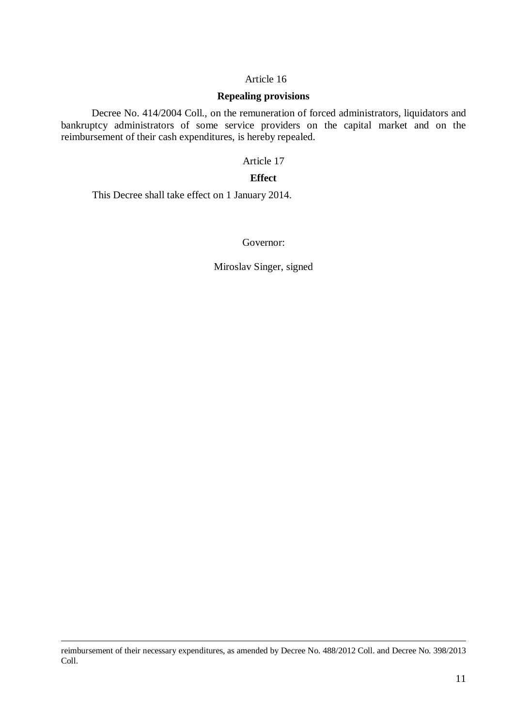Article 16

**Repealing provisions**

Decree No. 414/2004 Coll., on the remuneration of forced administrators, liquidators and bankruptcy administrators of some service providers on the capital market and on the reimbursement of their cash expenditures, is hereby repealed.

Article 17

**Effect**

This Decree shall take effect on 1 January 2014.

Governor:

Miroslav Singer, signed

---

reimbursement of their necessary expenditures, as amended by Decree No. 488/2012 Coll. and Decree No. 398/2013 Coll.